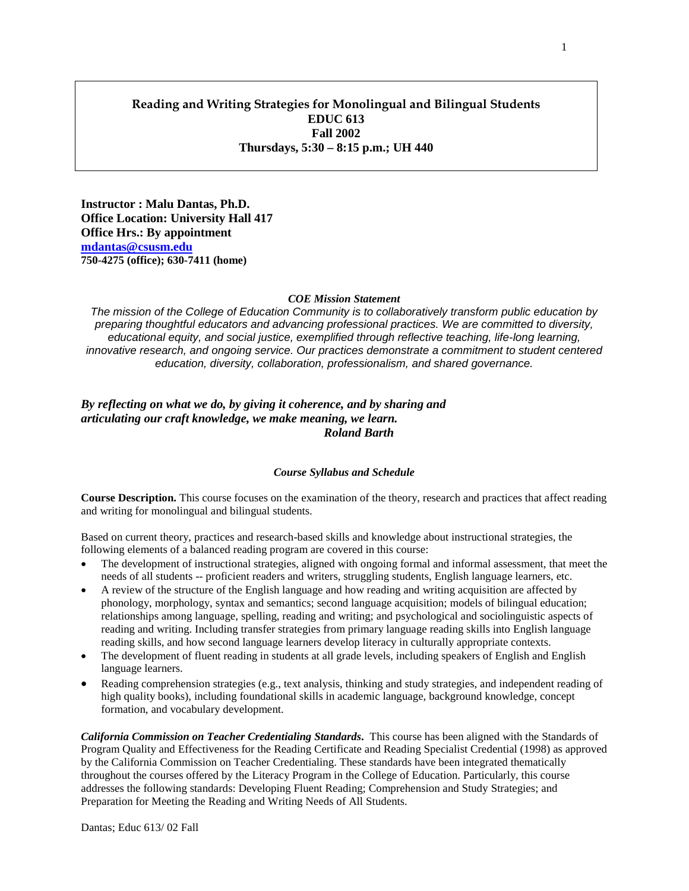# Reading and Writing Strategies for Monolingual and Bilingual Students
## EDUC 613
## Fall 2002
## Thursdays, 5:30 – 8:15 p.m.; UH 440

**Instructor : Malu Dantas, Ph.D.**
**Office Location: University Hall 417**
**Office Hrs.: By appointment**
**mdantas@csusm.edu**
**750-4275 (office); 630-7411 (home)**

***COE Mission Statement***

*The mission of the College of Education Community is to collaboratively transform public education by preparing thoughtful educators and advancing professional practices. We are committed to diversity, educational equity, and social justice, exemplified through reflective teaching, life-long learning, innovative research, and ongoing service. Our practices demonstrate a commitment to student centered education, diversity, collaboration, professionalism, and shared governance.*

***By reflecting on what we do, by giving it coherence, and by sharing and articulating our craft knowledge, we make meaning, we learn.***
***Roland Barth***

***Course Syllabus and Schedule***

**Course Description.** This course focuses on the examination of the theory, research and practices that affect reading and writing for monolingual and bilingual students.

Based on current theory, practices and research-based skills and knowledge about instructional strategies, the following elements of a balanced reading program are covered in this course:

- The development of instructional strategies, aligned with ongoing formal and informal assessment, that meet the needs of all students -- proficient readers and writers, struggling students, English language learners, etc.
- A review of the structure of the English language and how reading and writing acquisition are affected by phonology, morphology, syntax and semantics; second language acquisition; models of bilingual education; relationships among language, spelling, reading and writing; and psychological and sociolinguistic aspects of reading and writing. Including transfer strategies from primary language reading skills into English language reading skills, and how second language learners develop literacy in culturally appropriate contexts.
- The development of fluent reading in students at all grade levels, including speakers of English and English language learners.
- Reading comprehension strategies (e.g., text analysis, thinking and study strategies, and independent reading of high quality books), including foundational skills in academic language, background knowledge, concept formation, and vocabulary development.

***California Commission on Teacher Credentialing Standards*.** This course has been aligned with the Standards of Program Quality and Effectiveness for the Reading Certificate and Reading Specialist Credential (1998) as approved by the California Commission on Teacher Credentialing. These standards have been integrated thematically throughout the courses offered by the Literacy Program in the College of Education. Particularly, this course addresses the following standards: Developing Fluent Reading; Comprehension and Study Strategies; and Preparation for Meeting the Reading and Writing Needs of All Students.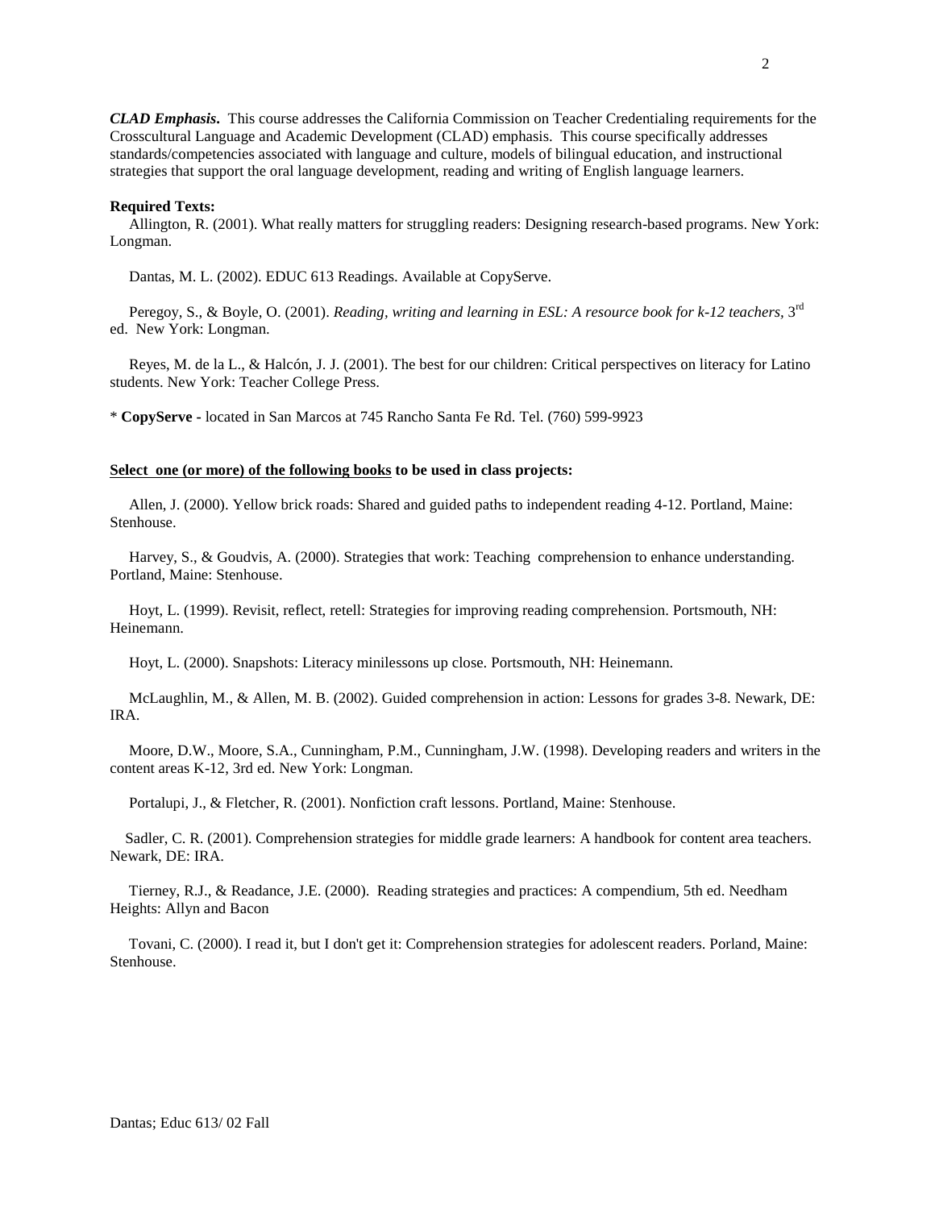***CLAD Emphasis*.** This course addresses the California Commission on Teacher Credentialing requirements for the Crosscultural Language and Academic Development (CLAD) emphasis. This course specifically addresses standards/competencies associated with language and culture, models of bilingual education, and instructional strategies that support the oral language development, reading and writing of English language learners.

**Required Texts:**

Allington, R. (2001). What really matters for struggling readers: Designing research-based programs. New York: Longman.

Dantas, M. L. (2002). EDUC 613 Readings. Available at CopyServe.

Peregoy, S., & Boyle, O. (2001). *Reading, writing and learning in ESL: A resource book for k-12 teachers*, 3rd ed. New York: Longman.

Reyes, M. de la L., & Halcón, J. J. (2001). The best for our children: Critical perspectives on literacy for Latino students. New York: Teacher College Press.

\* **CopyServe -** located in San Marcos at 745 Rancho Santa Fe Rd. Tel. (760) 599-9923

**Select one (or more) of the following books to be used in class projects:**

Allen, J. (2000). Yellow brick roads: Shared and guided paths to independent reading 4-12. Portland, Maine: Stenhouse.

Harvey, S., & Goudvis, A. (2000). Strategies that work: Teaching comprehension to enhance understanding. Portland, Maine: Stenhouse.

Hoyt, L. (1999). Revisit, reflect, retell: Strategies for improving reading comprehension. Portsmouth, NH: Heinemann.

Hoyt, L. (2000). Snapshots: Literacy minilessons up close. Portsmouth, NH: Heinemann.

McLaughlin, M., & Allen, M. B. (2002). Guided comprehension in action: Lessons for grades 3-8. Newark, DE: IRA.

Moore, D.W., Moore, S.A., Cunningham, P.M., Cunningham, J.W. (1998). Developing readers and writers in the content areas K-12, 3rd ed. New York: Longman.

Portalupi, J., & Fletcher, R. (2001). Nonfiction craft lessons. Portland, Maine: Stenhouse.

Sadler, C. R. (2001). Comprehension strategies for middle grade learners: A handbook for content area teachers. Newark, DE: IRA.

Tierney, R.J., & Readance, J.E. (2000). Reading strategies and practices: A compendium, 5th ed. Needham Heights: Allyn and Bacon

Tovani, C. (2000). I read it, but I don't get it: Comprehension strategies for adolescent readers. Porland, Maine: Stenhouse.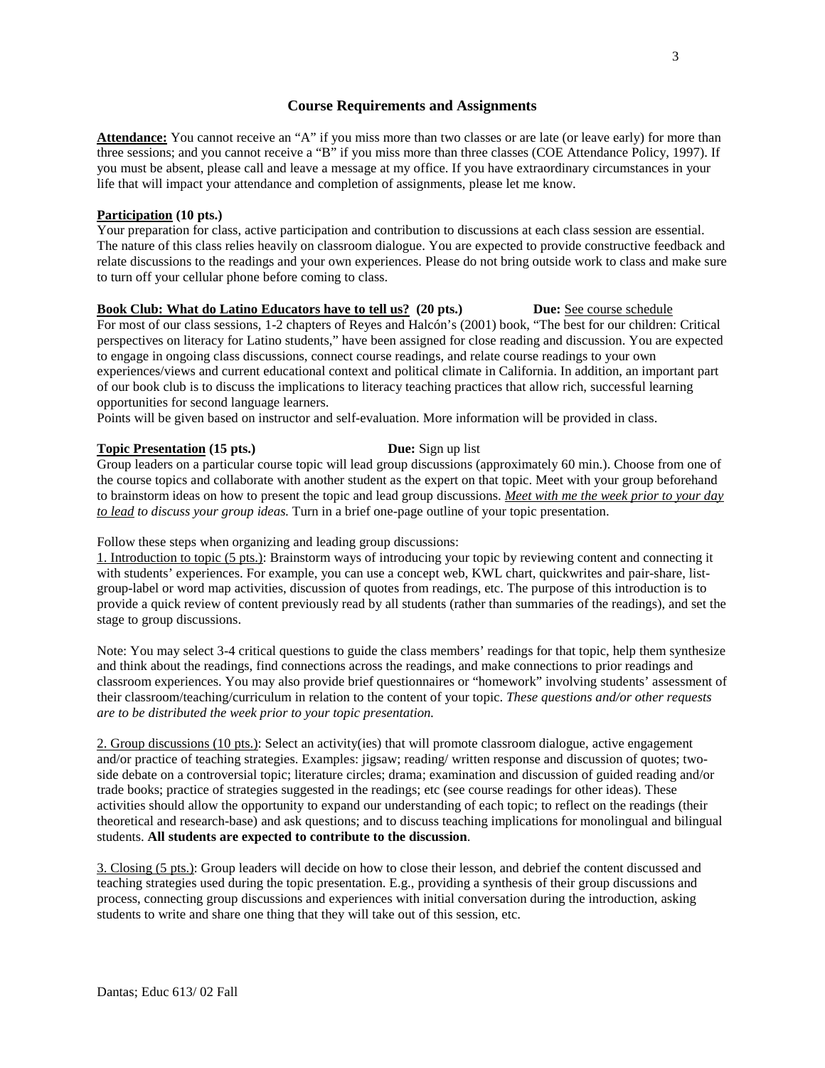## Course Requirements and Assignments

**Attendance:** You cannot receive an "A" if you miss more than two classes or are late (or leave early) for more than three sessions; and you cannot receive a "B" if you miss more than three classes (COE Attendance Policy, 1997). If you must be absent, please call and leave a message at my office. If you have extraordinary circumstances in your life that will impact your attendance and completion of assignments, please let me know.

**Participation (10 pts.)**
Your preparation for class, active participation and contribution to discussions at each class session are essential. The nature of this class relies heavily on classroom dialogue. You are expected to provide constructive feedback and relate discussions to the readings and your own experiences. Please do not bring outside work to class and make sure to turn off your cellular phone before coming to class.

**Book Club: What do Latino Educators have to tell us? (20 pts.)** **Due:** See course schedule
For most of our class sessions, 1-2 chapters of Reyes and Halcón's (2001) book, "The best for our children: Critical perspectives on literacy for Latino students," have been assigned for close reading and discussion. You are expected to engage in ongoing class discussions, connect course readings, and relate course readings to your own experiences/views and current educational context and political climate in California. In addition, an important part of our book club is to discuss the implications to literacy teaching practices that allow rich, successful learning opportunities for second language learners.
Points will be given based on instructor and self-evaluation. More information will be provided in class.

**Topic Presentation (15 pts.)** **Due:** Sign up list
Group leaders on a particular course topic will lead group discussions (approximately 60 min.). Choose from one of the course topics and collaborate with another student as the expert on that topic. Meet with your group beforehand to brainstorm ideas on how to present the topic and lead group discussions. *Meet with me the week prior to your day to lead to discuss your group ideas.* Turn in a brief one-page outline of your topic presentation.

Follow these steps when organizing and leading group discussions:
1. Introduction to topic (5 pts.): Brainstorm ways of introducing your topic by reviewing content and connecting it with students' experiences. For example, you can use a concept web, KWL chart, quickwrites and pair-share, list-group-label or word map activities, discussion of quotes from readings, etc. The purpose of this introduction is to provide a quick review of content previously read by all students (rather than summaries of the readings), and set the stage to group discussions.

Note: You may select 3-4 critical questions to guide the class members' readings for that topic, help them synthesize and think about the readings, find connections across the readings, and make connections to prior readings and classroom experiences. You may also provide brief questionnaires or "homework" involving students' assessment of their classroom/teaching/curriculum in relation to the content of your topic. *These questions and/or other requests are to be distributed the week prior to your topic presentation.*

2. Group discussions (10 pts.): Select an activity(ies) that will promote classroom dialogue, active engagement and/or practice of teaching strategies. Examples: jigsaw; reading/ written response and discussion of quotes; two-side debate on a controversial topic; literature circles; drama; examination and discussion of guided reading and/or trade books; practice of strategies suggested in the readings; etc (see course readings for other ideas). These activities should allow the opportunity to expand our understanding of each topic; to reflect on the readings (their theoretical and research-base) and ask questions; and to discuss teaching implications for monolingual and bilingual students. **All students are expected to contribute to the discussion**.

3. Closing (5 pts.): Group leaders will decide on how to close their lesson, and debrief the content discussed and teaching strategies used during the topic presentation. E.g., providing a synthesis of their group discussions and process, connecting group discussions and experiences with initial conversation during the introduction, asking students to write and share one thing that they will take out of this session, etc.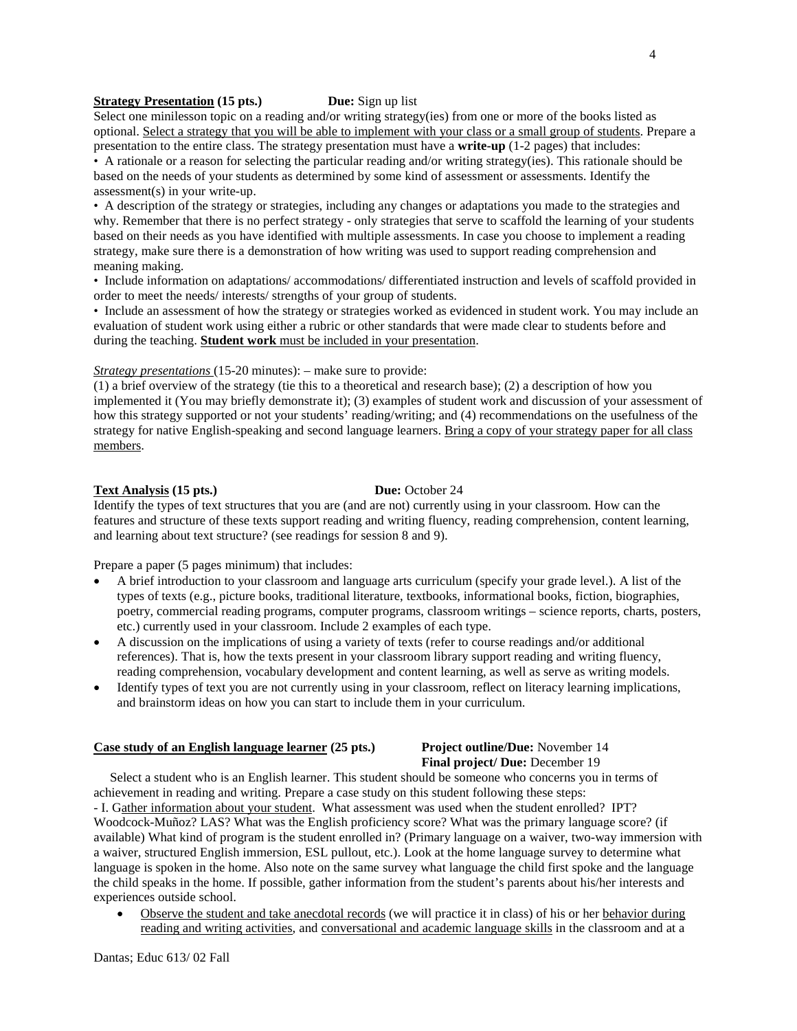**Strategy Presentation (15 pts.)** **Due:** Sign up list

Select one minilesson topic on a reading and/or writing strategy(ies) from one or more of the books listed as optional. Select a strategy that you will be able to implement with your class or a small group of students. Prepare a presentation to the entire class. The strategy presentation must have a **write-up** (1-2 pages) that includes:

- A rationale or a reason for selecting the particular reading and/or writing strategy(ies). This rationale should be based on the needs of your students as determined by some kind of assessment or assessments. Identify the assessment(s) in your write-up.
- A description of the strategy or strategies, including any changes or adaptations you made to the strategies and why. Remember that there is no perfect strategy - only strategies that serve to scaffold the learning of your students based on their needs as you have identified with multiple assessments. In case you choose to implement a reading strategy, make sure there is a demonstration of how writing was used to support reading comprehension and meaning making.
- Include information on adaptations/ accommodations/ differentiated instruction and levels of scaffold provided in order to meet the needs/ interests/ strengths of your group of students.
- Include an assessment of how the strategy or strategies worked as evidenced in student work. You may include an evaluation of student work using either a rubric or other standards that were made clear to students before and during the teaching. **Student work** must be included in your presentation.

*Strategy presentations* (15-20 minutes): – make sure to provide:

(1) a brief overview of the strategy (tie this to a theoretical and research base); (2) a description of how you implemented it (You may briefly demonstrate it); (3) examples of student work and discussion of your assessment of how this strategy supported or not your students' reading/writing; and (4) recommendations on the usefulness of the strategy for native English-speaking and second language learners. Bring a copy of your strategy paper for all class members.

**Text Analysis (15 pts.)** **Due:** October 24

Identify the types of text structures that you are (and are not) currently using in your classroom. How can the features and structure of these texts support reading and writing fluency, reading comprehension, content learning, and learning about text structure? (see readings for session 8 and 9).

Prepare a paper (5 pages minimum) that includes:

- A brief introduction to your classroom and language arts curriculum (specify your grade level.). A list of the types of texts (e.g., picture books, traditional literature, textbooks, informational books, fiction, biographies, poetry, commercial reading programs, computer programs, classroom writings – science reports, charts, posters, etc.) currently used in your classroom. Include 2 examples of each type.
- A discussion on the implications of using a variety of texts (refer to course readings and/or additional references). That is, how the texts present in your classroom library support reading and writing fluency, reading comprehension, vocabulary development and content learning, as well as serve as writing models.
- Identify types of text you are not currently using in your classroom, reflect on literacy learning implications, and brainstorm ideas on how you can start to include them in your curriculum.

**Case study of an English language learner (25 pts.)** **Project outline/Due:** November 14
**Final project/ Due:** December 19

Select a student who is an English learner. This student should be someone who concerns you in terms of achievement in reading and writing. Prepare a case study on this student following these steps:

- I. Gather information about your student. What assessment was used when the student enrolled? IPT? Woodcock-Muñoz? LAS? What was the English proficiency score? What was the primary language score? (if available) What kind of program is the student enrolled in? (Primary language on a waiver, two-way immersion with a waiver, structured English immersion, ESL pullout, etc.). Look at the home language survey to determine what language is spoken in the home. Also note on the same survey what language the child first spoke and the language the child speaks in the home. If possible, gather information from the student's parents about his/her interests and experiences outside school.

  - Observe the student and take anecdotal records (we will practice it in class) of his or her behavior during reading and writing activities, and conversational and academic language skills in the classroom and at a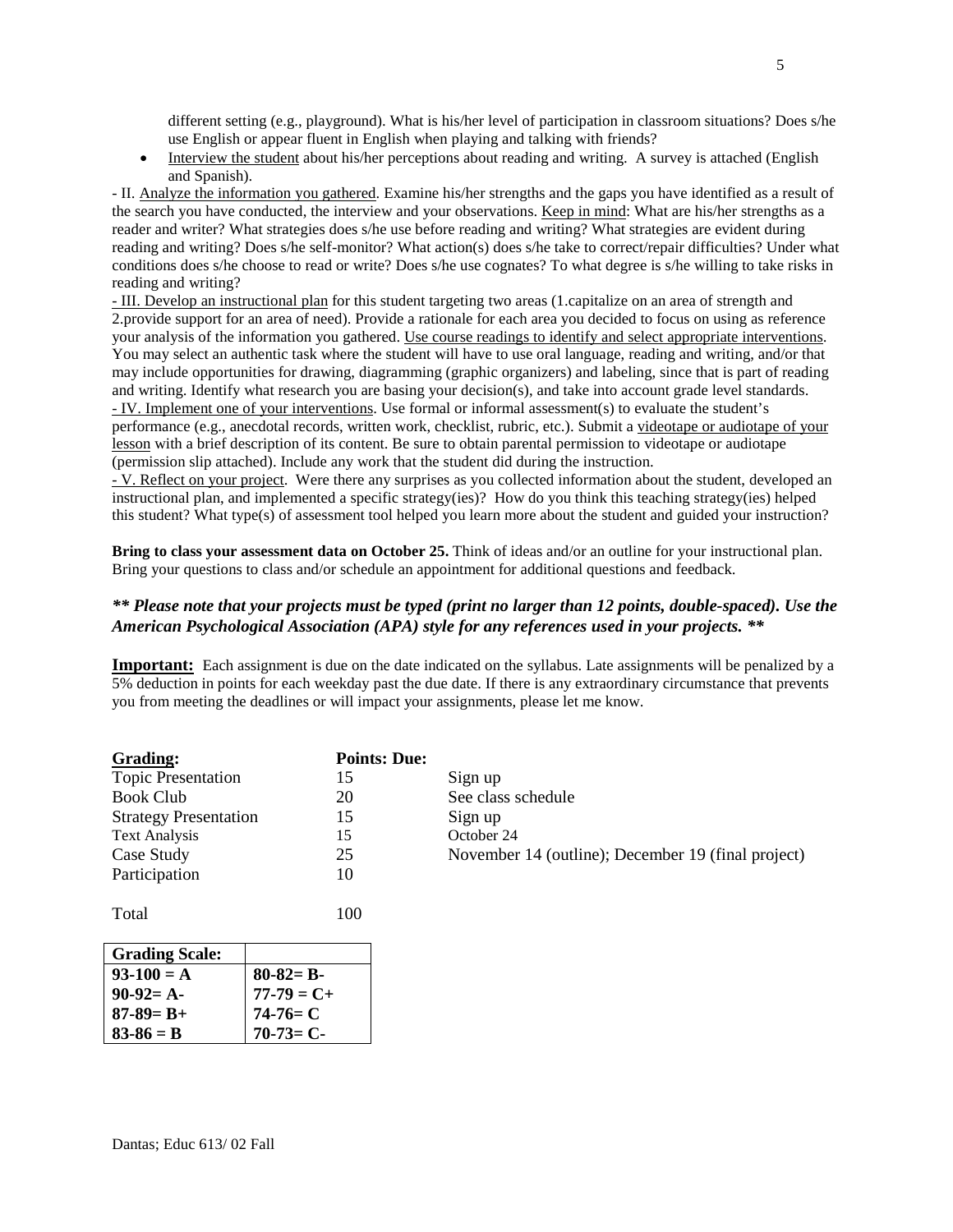different setting (e.g., playground). What is his/her level of participation in classroom situations? Does s/he use English or appear fluent in English when playing and talking with friends?

- Interview the student about his/her perceptions about reading and writing. A survey is attached (English and Spanish).

- II. Analyze the information you gathered. Examine his/her strengths and the gaps you have identified as a result of the search you have conducted, the interview and your observations. Keep in mind: What are his/her strengths as a reader and writer? What strategies does s/he use before reading and writing? What strategies are evident during reading and writing? Does s/he self-monitor? What action(s) does s/he take to correct/repair difficulties? Under what conditions does s/he choose to read or write? Does s/he use cognates? To what degree is s/he willing to take risks in reading and writing?

- III. Develop an instructional plan for this student targeting two areas (1.capitalize on an area of strength and 2.provide support for an area of need). Provide a rationale for each area you decided to focus on using as reference your analysis of the information you gathered. Use course readings to identify and select appropriate interventions. You may select an authentic task where the student will have to use oral language, reading and writing, and/or that may include opportunities for drawing, diagramming (graphic organizers) and labeling, since that is part of reading and writing. Identify what research you are basing your decision(s), and take into account grade level standards.

- IV. Implement one of your interventions. Use formal or informal assessment(s) to evaluate the student's performance (e.g., anecdotal records, written work, checklist, rubric, etc.). Submit a videotape or audiotape of your lesson with a brief description of its content. Be sure to obtain parental permission to videotape or audiotape (permission slip attached). Include any work that the student did during the instruction.

- V. Reflect on your project. Were there any surprises as you collected information about the student, developed an instructional plan, and implemented a specific strategy(ies)? How do you think this teaching strategy(ies) helped this student? What type(s) of assessment tool helped you learn more about the student and guided your instruction?

**Bring to class your assessment data on October 25.** Think of ideas and/or an outline for your instructional plan. Bring your questions to class and/or schedule an appointment for additional questions and feedback.

***\*\* Please note that your projects must be typed (print no larger than 12 points, double-spaced). Use the American Psychological Association (APA) style for any references used in your projects. \*\****

**Important:** Each assignment is due on the date indicated on the syllabus. Late assignments will be penalized by a 5% deduction in points for each weekday past the due date. If there is any extraordinary circumstance that prevents you from meeting the deadlines or will impact your assignments, please let me know.

| **Grading:** | **Points:** | **Due:** |
|---|---|---|
| Topic Presentation | 15 | Sign up |
| Book Club | 20 | See class schedule |
| Strategy Presentation | 15 | Sign up |
| Text Analysis | 15 | October 24 |
| Case Study | 25 | November 14 (outline); December 19 (final project) |
| Participation | 10 | |
| Total | 100 | |

| **Grading Scale:** | |
|---|---|
| **93-100 = A** | **80-82= B-** |
| **90-92= A-** | **77-79 = C+** |
| **87-89= B+** | **74-76= C** |
| **83-86 = B** | **70-73= C-** |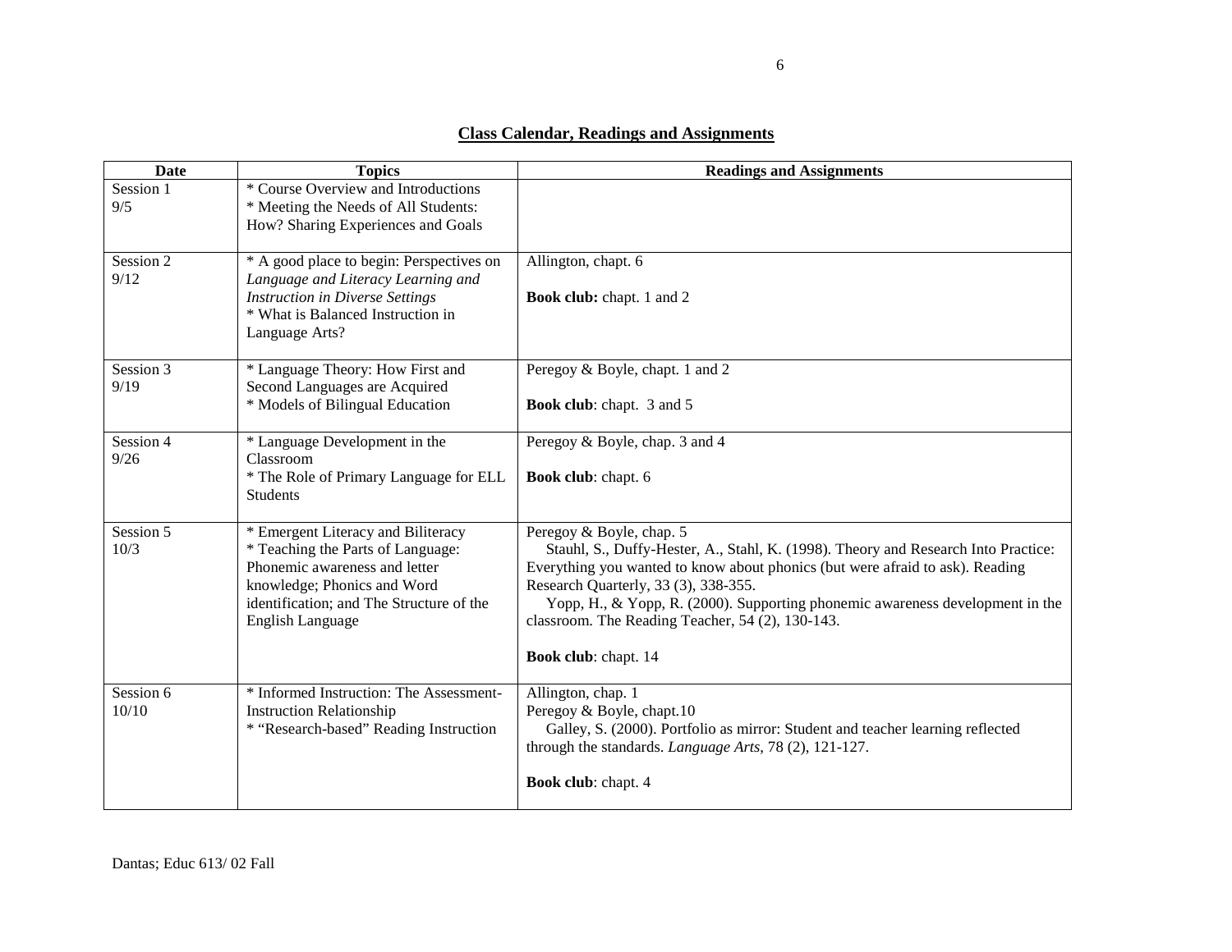## Class Calendar, Readings and Assignments

| Date | Topics | Readings and Assignments |
|---|---|---|
| Session 1<br>9/5 | * Course Overview and Introductions<br>* Meeting the Needs of All Students: How? Sharing Experiences and Goals | |
| Session 2<br>9/12 | * A good place to begin: Perspectives on *Language and Literacy Learning and Instruction in Diverse Settings*<br>* What is Balanced Instruction in Language Arts? | Allington, chapt. 6<br><br>**Book club:** chapt. 1 and 2 |
| Session 3<br>9/19 | * Language Theory: How First and Second Languages are Acquired<br>* Models of Bilingual Education | Peregoy & Boyle, chapt. 1 and 2<br><br>**Book club**: chapt. 3 and 5 |
| Session 4<br>9/26 | * Language Development in the Classroom<br>* The Role of Primary Language for ELL Students | Peregoy & Boyle, chap. 3 and 4<br><br>**Book club**: chapt. 6 |
| Session 5<br>10/3 | * Emergent Literacy and Biliteracy<br>* Teaching the Parts of Language: Phonemic awareness and letter knowledge; Phonics and Word identification; and The Structure of the English Language | Peregoy & Boyle, chap. 5<br>Stauhl, S., Duffy-Hester, A., Stahl, K. (1998). Theory and Research Into Practice: Everything you wanted to know about phonics (but were afraid to ask). Reading Research Quarterly, 33 (3), 338-355.<br>Yopp, H., & Yopp, R. (2000). Supporting phonemic awareness development in the classroom. The Reading Teacher, 54 (2), 130-143.<br><br>**Book club**: chapt. 14 |
| Session 6<br>10/10 | * Informed Instruction: The Assessment-Instruction Relationship<br>* "Research-based" Reading Instruction | Allington, chap. 1<br>Peregoy & Boyle, chapt.10<br>Galley, S. (2000). Portfolio as mirror: Student and teacher learning reflected through the standards. *Language Arts*, 78 (2), 121-127.<br><br>**Book club**: chapt. 4 |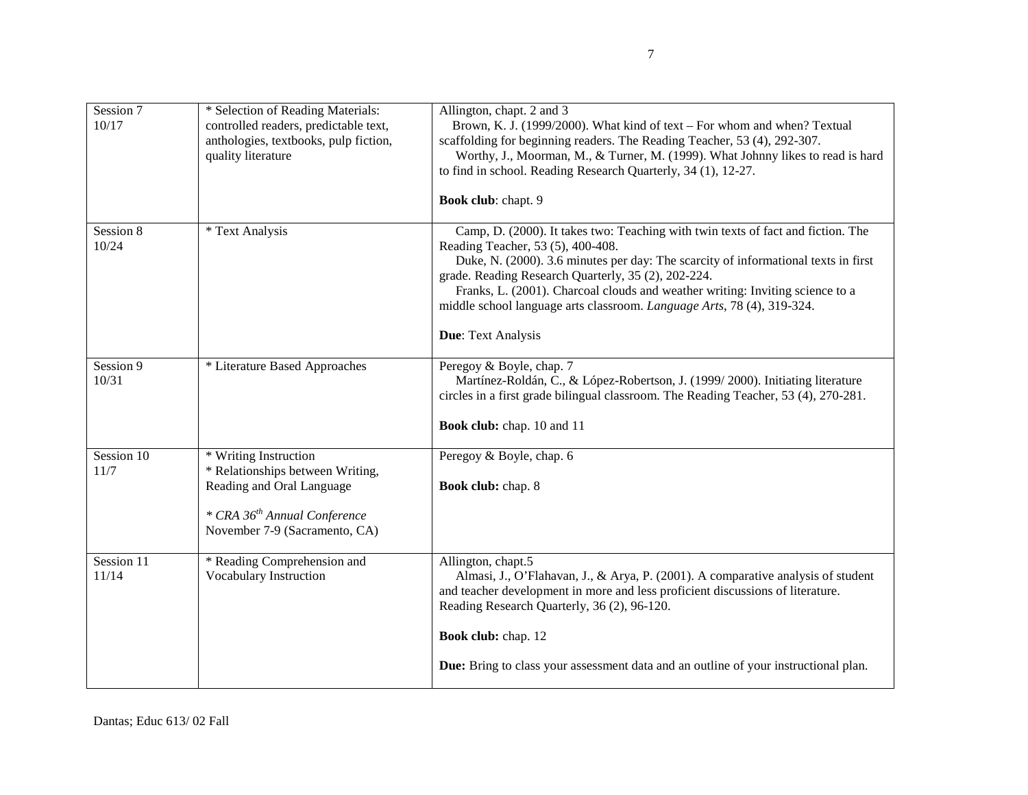| Session 7<br>10/17 | * Selection of Reading Materials: controlled readers, predictable text, anthologies, textbooks, pulp fiction, quality literature | Allington, chapt. 2 and 3<br>Brown, K. J. (1999/2000). What kind of text – For whom and when? Textual scaffolding for beginning readers. The Reading Teacher, 53 (4), 292-307.<br>Worthy, J., Moorman, M., & Turner, M. (1999). What Johnny likes to read is hard to find in school. Reading Research Quarterly, 34 (1), 12-27.<br><br>**Book club**: chapt. 9 |
|---|---|---|
| Session 8<br>10/24 | * Text Analysis | Camp, D. (2000). It takes two: Teaching with twin texts of fact and fiction. The Reading Teacher, 53 (5), 400-408.<br>Duke, N. (2000). 3.6 minutes per day: The scarcity of informational texts in first grade. Reading Research Quarterly, 35 (2), 202-224.<br>Franks, L. (2001). Charcoal clouds and weather writing: Inviting science to a middle school language arts classroom. *Language Arts*, 78 (4), 319-324.<br><br>**Due**: Text Analysis |
| Session 9<br>10/31 | * Literature Based Approaches | Peregoy & Boyle, chap. 7<br>Martínez-Roldán, C., & López-Robertson, J. (1999/ 2000). Initiating literature circles in a first grade bilingual classroom. The Reading Teacher, 53 (4), 270-281.<br><br>**Book club:** chap. 10 and 11 |
| Session 10<br>11/7 | * Writing Instruction<br>* Relationships between Writing, Reading and Oral Language<br><br>*\* CRA 36th Annual Conference*<br>November 7-9 (Sacramento, CA) | Peregoy & Boyle, chap. 6<br><br>**Book club:** chap. 8 |
| Session 11<br>11/14 | * Reading Comprehension and Vocabulary Instruction | Allington, chapt.5<br>Almasi, J., O'Flahavan, J., & Arya, P. (2001). A comparative analysis of student and teacher development in more and less proficient discussions of literature. Reading Research Quarterly, 36 (2), 96-120.<br><br>**Book club:** chap. 12<br><br>**Due:** Bring to class your assessment data and an outline of your instructional plan. |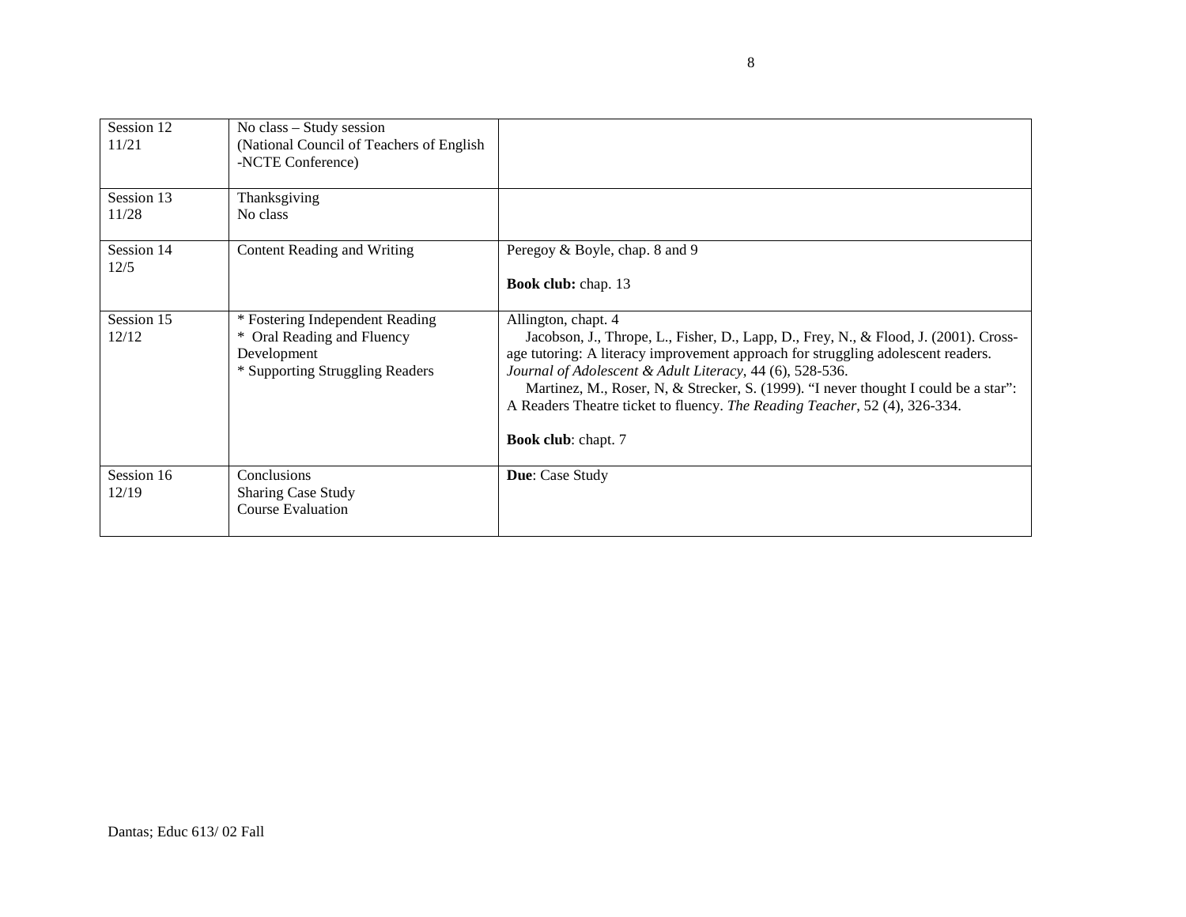| | | |
|---|---|---|
| Session 12<br>11/21 | No class – Study session<br>(National Council of Teachers of English -NCTE Conference) | |
| Session 13<br>11/28 | Thanksgiving<br>No class | |
| Session 14<br>12/5 | Content Reading and Writing | Peregoy & Boyle, chap. 8 and 9<br><br>**Book club:** chap. 13 |
| Session 15<br>12/12 | * Fostering Independent Reading<br>* Oral Reading and Fluency Development<br>* Supporting Struggling Readers | Allington, chapt. 4<br>Jacobson, J., Thrope, L., Fisher, D., Lapp, D., Frey, N., & Flood, J. (2001). Cross-age tutoring: A literacy improvement approach for struggling adolescent readers. *Journal of Adolescent & Adult Literacy*, 44 (6), 528-536.<br>Martinez, M., Roser, N, & Strecker, S. (1999). "I never thought I could be a star": A Readers Theatre ticket to fluency. *The Reading Teacher*, 52 (4), 326-334.<br><br>**Book club**: chapt. 7 |
| Session 16<br>12/19 | Conclusions<br>Sharing Case Study<br>Course Evaluation | **Due**: Case Study |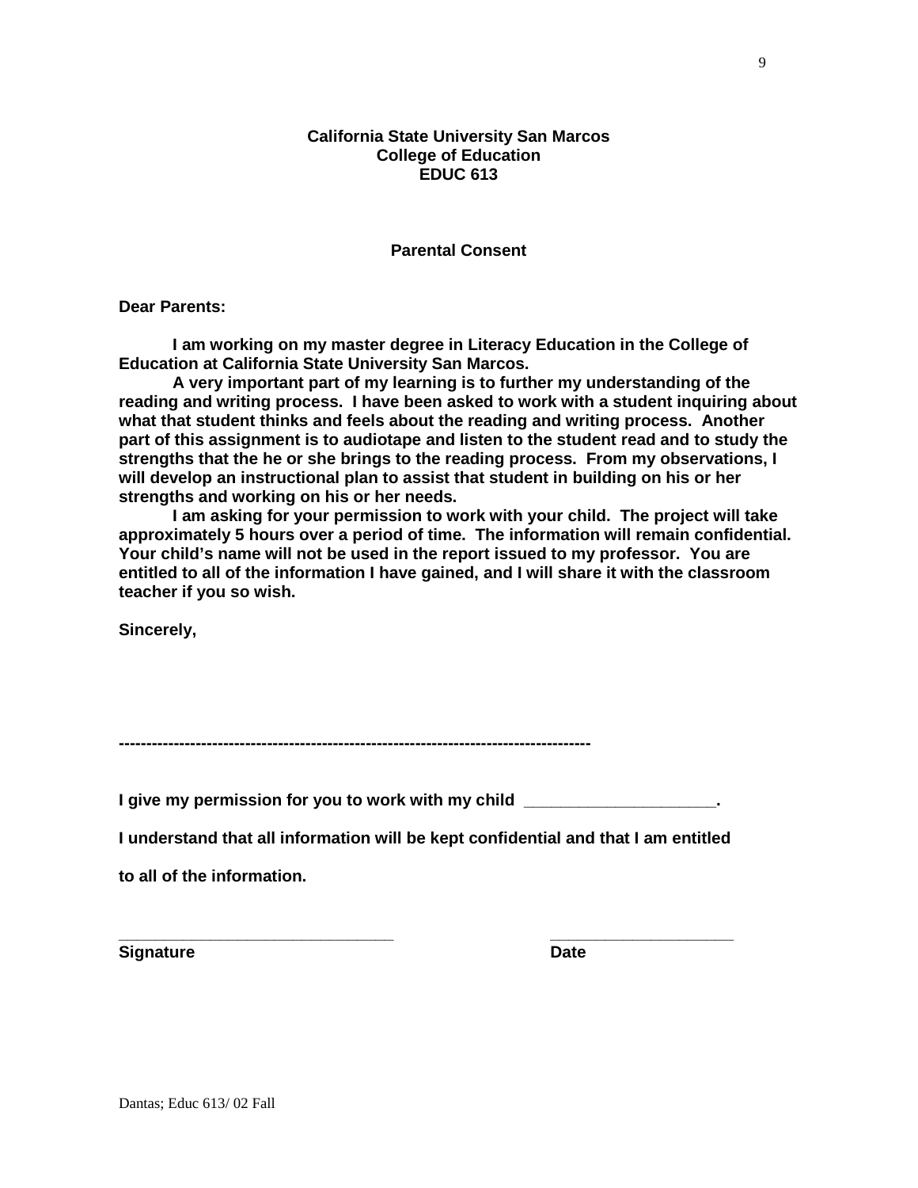**California State University San Marcos**
**College of Education**
**EDUC 613**

**Parental Consent**

**Dear Parents:**

**I am working on my master degree in Literacy Education in the College of Education at California State University San Marcos.**

**A very important part of my learning is to further my understanding of the reading and writing process. I have been asked to work with a student inquiring about what that student thinks and feels about the reading and writing process. Another part of this assignment is to audiotape and listen to the student read and to study the strengths that the he or she brings to the reading process. From my observations, I will develop an instructional plan to assist that student in building on his or her strengths and working on his or her needs.**

**I am asking for your permission to work with your child. The project will take approximately 5 hours over a period of time. The information will remain confidential. Your child's name will not be used in the report issued to my professor. You are entitled to all of the information I have gained, and I will share it with the classroom teacher if you so wish.**

**Sincerely,**

**--------------------------------------------------------------------------------------**

**I give my permission for you to work with my child ____________________.**

**I understand that all information will be kept confidential and that I am entitled to all of the information.**

**_______________________________** &nbsp;&nbsp;&nbsp;&nbsp;&nbsp;&nbsp;&nbsp;&nbsp; **____________________**

**Signature** &nbsp;&nbsp;&nbsp;&nbsp;&nbsp;&nbsp;&nbsp;&nbsp;&nbsp;&nbsp;&nbsp;&nbsp;&nbsp;&nbsp;&nbsp;&nbsp;&nbsp;&nbsp;&nbsp;&nbsp;&nbsp;&nbsp;&nbsp;&nbsp;&nbsp;&nbsp;&nbsp;&nbsp;&nbsp;&nbsp; **Date**

Dantas; Educ 613/ 02 Fall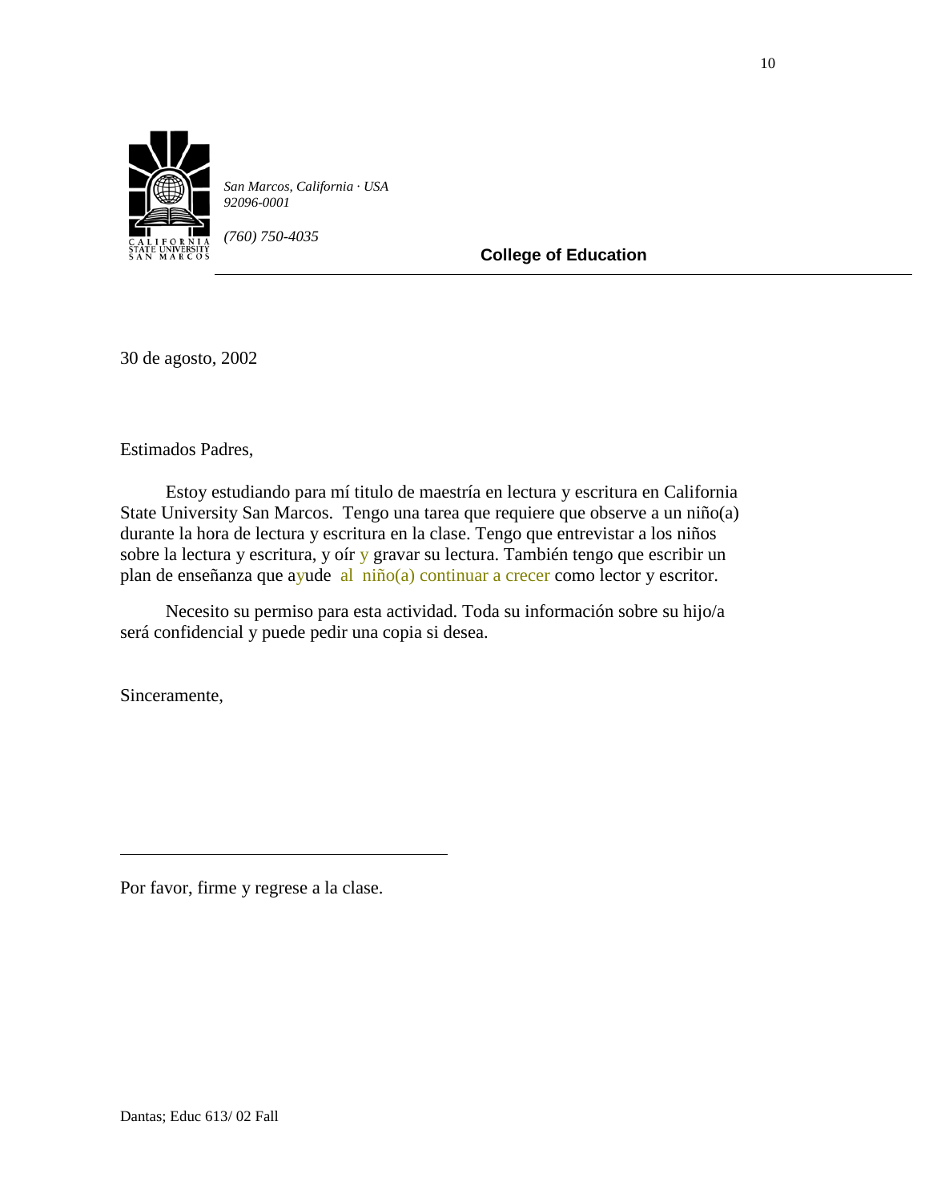*San Marcos, California · USA*
*92096-0001*

*(760) 750-4035*

**College of Education**

30 de agosto, 2002

Estimados Padres,

Estoy estudiando para mí titulo de maestría en lectura y escritura en California State University San Marcos. Tengo una tarea que requiere que observe a un niño(a) durante la hora de lectura y escritura en la clase. Tengo que entrevistar a los niños sobre la lectura y escritura, y oír y gravar su lectura. También tengo que escribir un plan de enseñanza que ayude al niño(a) continuar a crecer como lector y escritor.

Necesito su permiso para esta actividad. Toda su información sobre su hijo/a será confidencial y puede pedir una copia si desea.

Sinceramente,

\_\_\_\_\_\_\_\_\_\_\_\_\_\_\_\_\_\_\_\_\_\_\_\_\_\_\_\_\_\_\_\_\_\_\_\_\_\_\_\_

Por favor, firme y regrese a la clase.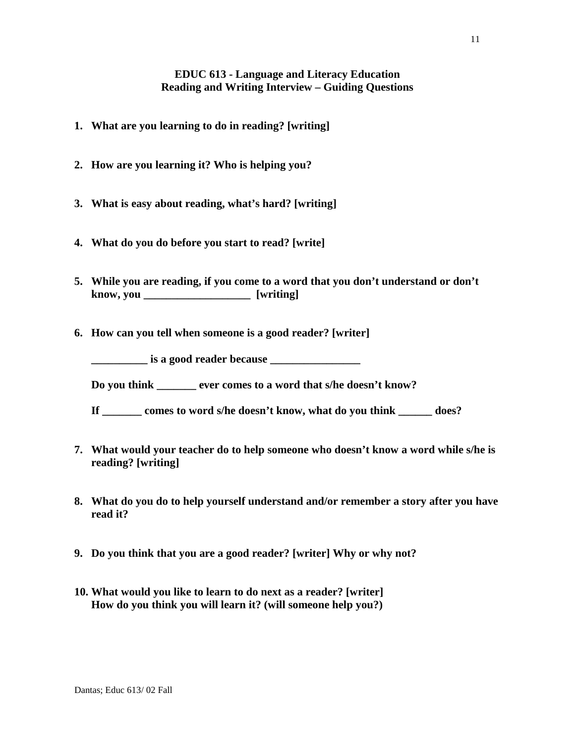**EDUC 613 - Language and Literacy Education**
**Reading and Writing Interview – Guiding Questions**

1. **What are you learning to do in reading? [writing]**

2. **How are you learning it? Who is helping you?**

3. **What is easy about reading, what's hard? [writing]**

4. **What do you do before you start to read? [write]**

5. **While you are reading, if you come to a word that you don't understand or don't know, you ___________________ [writing]**

6. **How can you tell when someone is a good reader? [writer]**

   **__________ is a good reader because ________________**

   **Do you think _______ ever comes to a word that s/he doesn't know?**

   **If _______ comes to word s/he doesn't know, what do you think ______ does?**

7. **What would your teacher do to help someone who doesn't know a word while s/he is reading? [writing]**

8. **What do you do to help yourself understand and/or remember a story after you have read it?**

9. **Do you think that you are a good reader? [writer] Why or why not?**

10. **What would you like to learn to do next as a reader? [writer]**
    **How do you think you will learn it? (will someone help you?)**

Dantas; Educ 613/ 02 Fall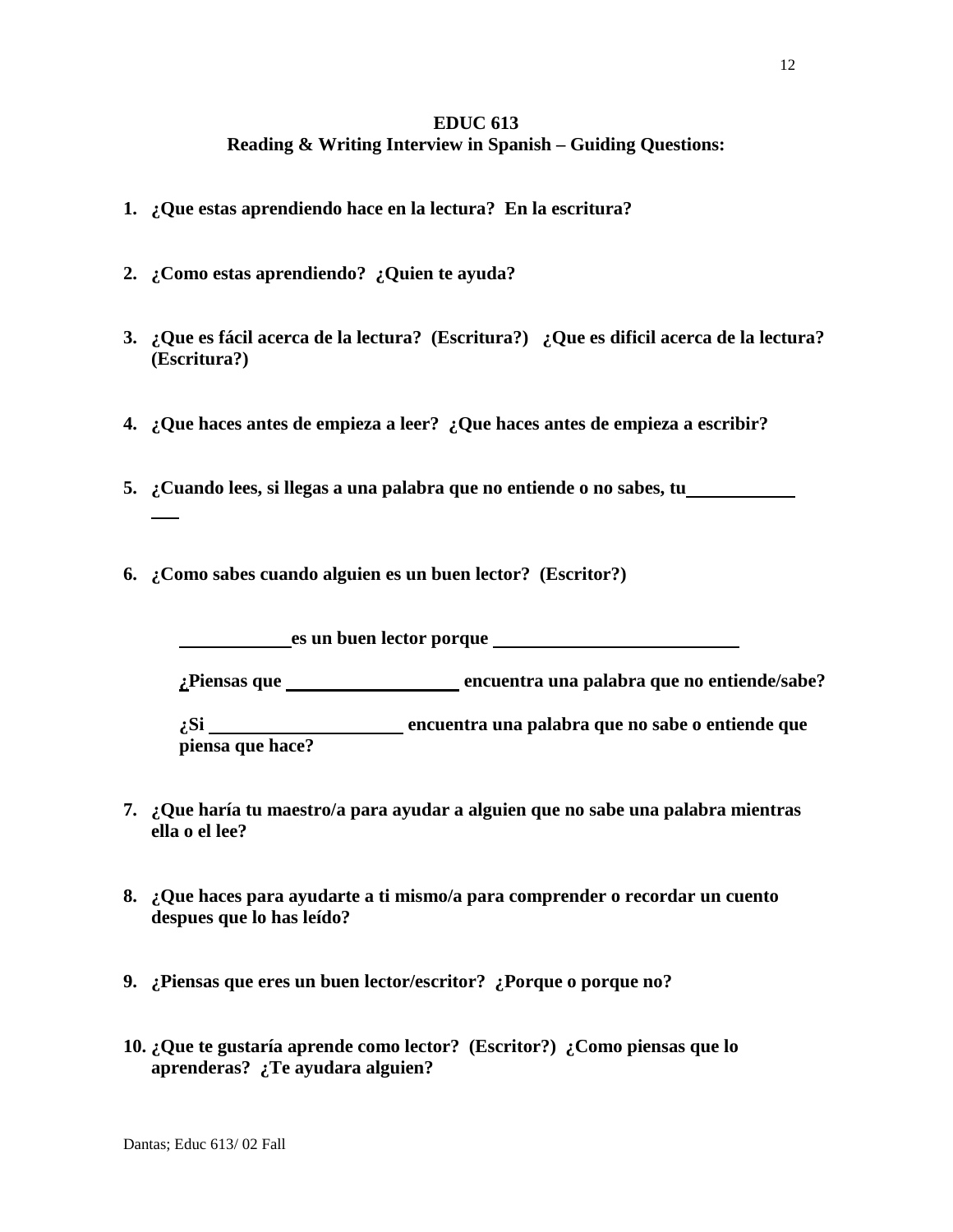**EDUC 613**
**Reading & Writing Interview in Spanish – Guiding Questions:**

1. **¿Que estas aprendiendo hace en la lectura? En la escritura?**

2. **¿Como estas aprendiendo? ¿Quien te ayuda?**

3. **¿Que es fácil acerca de la lectura? (Escritura?) ¿Que es dificil acerca de la lectura? (Escritura?)**

4. **¿Que haces antes de empieza a leer? ¿Que haces antes de empieza a escribir?**

5. **¿Cuando lees, si llegas a una palabra que no entiende o no sabes, tu\_\_\_\_\_\_\_\_\_\_\_\_\_\_**

6. **¿Como sabes cuando alguien es un buen lector? (Escritor?)**

   **\_\_\_\_\_\_\_\_\_\_\_\_es un buen lector porque \_\_\_\_\_\_\_\_\_\_\_\_\_\_\_\_\_\_\_\_\_\_\_\_\_\_\_\_**

   **¿Piensas que \_\_\_\_\_\_\_\_\_\_\_\_\_\_\_\_\_\_\_ encuentra una palabra que no entiende/sabe?**

   **¿Si \_\_\_\_\_\_\_\_\_\_\_\_\_\_\_\_\_\_\_\_\_ encuentra una palabra que no sabe o entiende que piensa que hace?**

7. **¿Que haría tu maestro/a para ayudar a alguien que no sabe una palabra mientras ella o el lee?**

8. **¿Que haces para ayudarte a ti mismo/a para comprender o recordar un cuento despues que lo has leído?**

9. **¿Piensas que eres un buen lector/escritor? ¿Porque o porque no?**

10. **¿Que te gustaría aprende como lector? (Escritor?) ¿Como piensas que lo aprenderas? ¿Te ayudara alguien?**